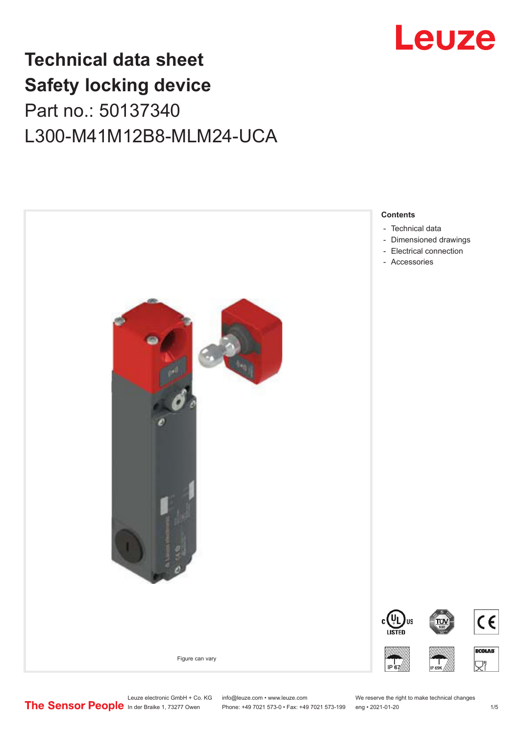# Technical data sheet
# Safety locking device

Part no.: 50137340

L300-M41M12B8-MLM24-UCA

**Contents**

- Technical data
- Dimensioned drawings
- Electrical connection
- Accessories

Figure can vary

Leuze electronic GmbH + Co. KG
In der Braike 1, 73277 Owen

info@leuze.com • www.leuze.com
Phone: +49 7021 573-0 • Fax: +49 7021 573-199

We reserve the right to make technical changes
eng • 2021-01-20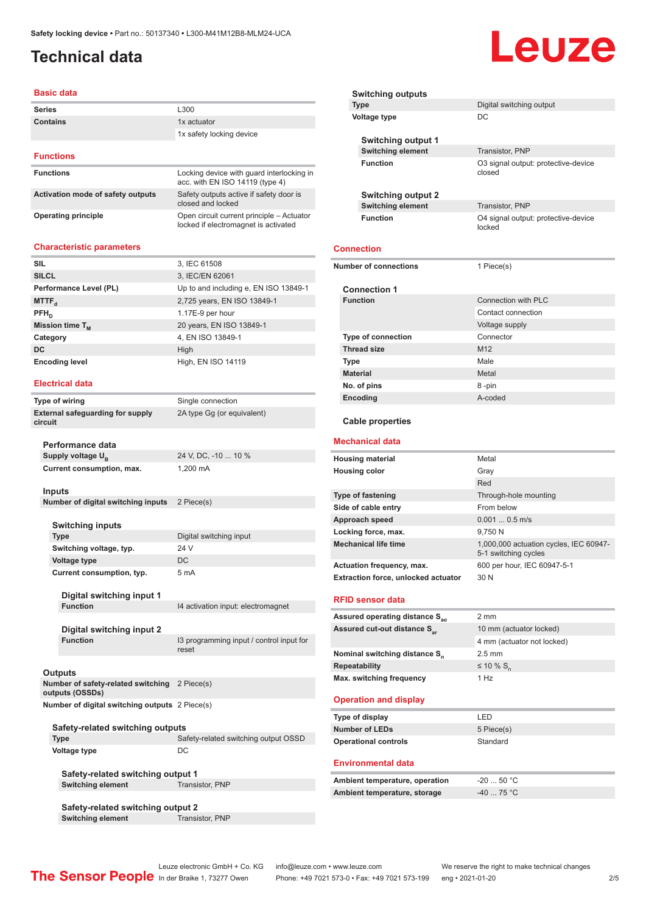Safety locking device • Part no.: 50137340 • L300-M41M12B8-MLM24-UCA

# Technical data

## Basic data

| | |
|---|---|
| Series | L300 |
| Contains | 1x actuator |
| | 1x safety locking device |

## Functions

| | |
|---|---|
| Functions | Locking device with guard interlocking in acc. with EN ISO 14119 (type 4) |
| Activation mode of safety outputs | Safety outputs active if safety door is closed and locked |
| Operating principle | Open circuit current principle – Actuator locked if electromagnet is activated |

## Characteristic parameters

| | |
|---|---|
| SIL | 3, IEC 61508 |
| SILCL | 3, IEC/EN 62061 |
| Performance Level (PL) | Up to and including e, EN ISO 13849-1 |
| $MTTF_d$ | 2,725 years, EN ISO 13849-1 |
| $PFH_D$ | 1.17E-9 per hour |
| Mission time $T_M$ | 20 years, EN ISO 13849-1 |
| Category | 4, EN ISO 13849-1 |
| DC | High |
| Encoding level | High, EN ISO 14119 |

## Electrical data

| | |
|---|---|
| Type of wiring | Single connection |
| External safeguarding for supply circuit | 2A type Gg (or equivalent) |

### Performance data

| | |
|---|---|
| Supply voltage $U_B$ | 24 V, DC, -10 ... 10 % |
| Current consumption, max. | 1,200 mA |

### Inputs

| | |
|---|---|
| Number of digital switching inputs | 2 Piece(s) |

#### Switching inputs

| | |
|---|---|
| Type | Digital switching input |
| Switching voltage, typ. | 24 V |
| Voltage type | DC |
| Current consumption, typ. | 5 mA |

##### Digital switching input 1

| | |
|---|---|
| Function | I4 activation input: electromagnet |

##### Digital switching input 2

| | |
|---|---|
| Function | I3 programming input / control input for reset |

### Outputs

| | |
|---|---|
| Number of safety-related switching outputs (OSSDs) | 2 Piece(s) |
| Number of digital switching outputs | 2 Piece(s) |

#### Safety-related switching outputs

| | |
|---|---|
| Type | Safety-related switching output OSSD |
| Voltage type | DC |

##### Safety-related switching output 1

| | |
|---|---|
| Switching element | Transistor, PNP |

##### Safety-related switching output 2

| | |
|---|---|
| Switching element | Transistor, PNP |

#### Switching outputs

| | |
|---|---|
| Type | Digital switching output |
| Voltage type | DC |

##### Switching output 1

| | |
|---|---|
| Switching element | Transistor, PNP |
| Function | O3 signal output: protective-device closed |

##### Switching output 2

| | |
|---|---|
| Switching element | Transistor, PNP |
| Function | O4 signal output: protective-device locked |

## Connection

| | |
|---|---|
| Number of connections | 1 Piece(s) |

### Connection 1

| | |
|---|---|
| Function | Connection with PLC |
| | Contact connection |
| | Voltage supply |
| Type of connection | Connector |
| Thread size | M12 |
| Type | Male |
| Material | Metal |
| No. of pins | 8 -pin |
| Encoding | A-coded |

### Cable properties

## Mechanical data

| | |
|---|---|
| Housing material | Metal |
| Housing color | Gray |
| | Red |
| Type of fastening | Through-hole mounting |
| Side of cable entry | From below |
| Approach speed | 0.001 ... 0.5 m/s |
| Locking force, max. | 9,750 N |
| Mechanical life time | 1,000,000 actuation cycles, IEC 60947-5-1 switching cycles |
| Actuation frequency, max. | 600 per hour, IEC 60947-5-1 |
| Extraction force, unlocked actuator | 30 N |

## RFID sensor data

| | |
|---|---|
| Assured operating distance $S_{ao}$ | 2 mm |
| Assured cut-out distance $S_{ar}$ | 10 mm (actuator locked) |
| | 4 mm (actuator not locked) |
| Nominal switching distance $S_n$ | 2.5 mm |
| Repeatability | ≤ 10 % $S_n$ |
| Max. switching frequency | 1 Hz |

## Operation and display

| | |
|---|---|
| Type of display | LED |
| Number of LEDs | 5 Piece(s) |
| Operational controls | Standard |

## Environmental data

| | |
|---|---|
| Ambient temperature, operation | -20 ... 50 °C |
| Ambient temperature, storage | -40 ... 75 °C |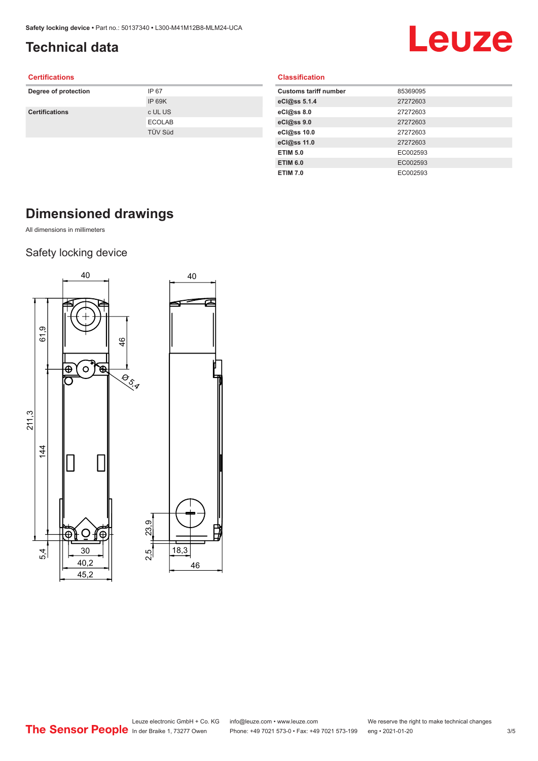# Technical data

## Certifications

| | |
|---|---|
| **Degree of protection** | IP 67 |
| | IP 69K |
| **Certifications** | c UL US |
| | ECOLAB |
| | TÜV Süd |

## Classification

| | |
|---|---|
| **Customs tariff number** | 85369095 |
| **eCl@ss 5.1.4** | 27272603 |
| **eCl@ss 8.0** | 27272603 |
| **eCl@ss 9.0** | 27272603 |
| **eCl@ss 10.0** | 27272603 |
| **eCl@ss 11.0** | 27272603 |
| **ETIM 5.0** | EC002593 |
| **ETIM 6.0** | EC002593 |
| **ETIM 7.0** | EC002593 |

# Dimensioned drawings

All dimensions in millimeters

## Safety locking device

40, 40, 61,9, 46, Ø 5,4, 211,3, 144, 23,9, 5,4, 30, 2,5, 18,3, 40,2, 46, 45,2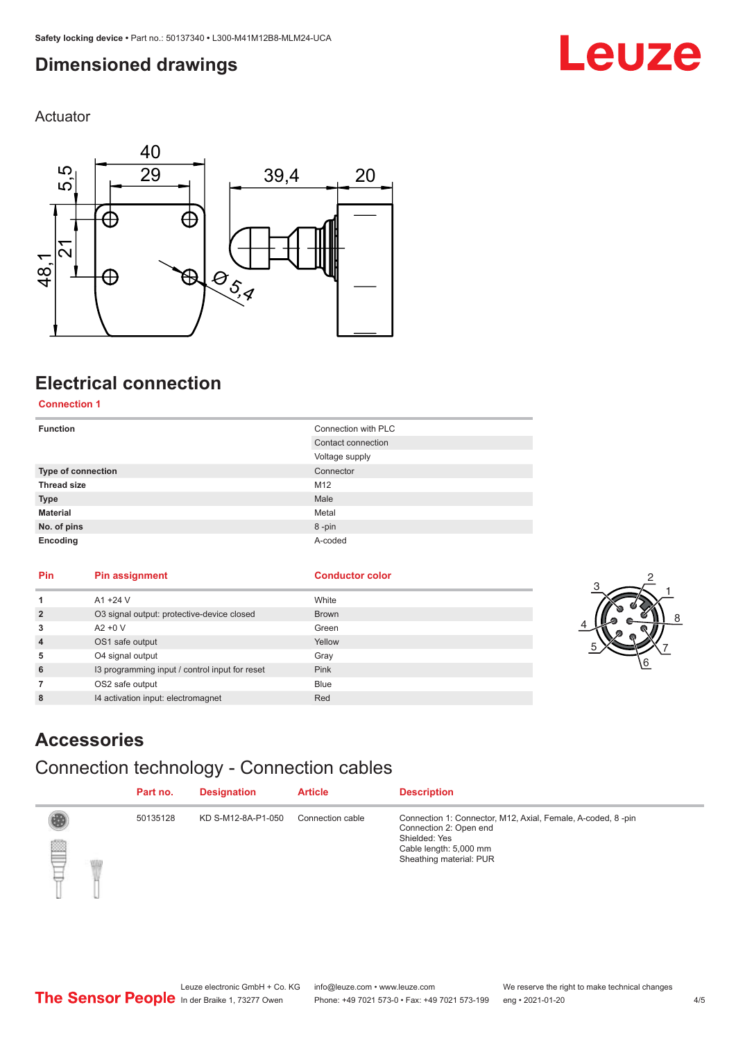## Dimensioned drawings

Actuator

## Electrical connection

**Connection 1**

| | |
|---|---|
| **Function** | Connection with PLC |
| | Contact connection |
| | Voltage supply |
| **Type of connection** | Connector |
| **Thread size** | M12 |
| **Type** | Male |
| **Material** | Metal |
| **No. of pins** | 8 -pin |
| **Encoding** | A-coded |

| Pin | Pin assignment | Conductor color |
|---|---|---|
| **1** | A1 +24 V | White |
| **2** | O3 signal output: protective-device closed | Brown |
| **3** | A2 +0 V | Green |
| **4** | OS1 safe output | Yellow |
| **5** | O4 signal output | Gray |
| **6** | I3 programming input / control input for reset | Pink |
| **7** | OS2 safe output | Blue |
| **8** | I4 activation input: electromagnet | Red |

## Accessories

### Connection technology - Connection cables

| | Part no. | Designation | Article | Description |
|---|---|---|---|---|
| | 50135128 | KD S-M12-8A-P1-050 | Connection cable | Connection 1: Connector, M12, Axial, Female, A-coded, 8 -pin<br>Connection 2: Open end<br>Shielded: Yes<br>Cable length: 5,000 mm<br>Sheathing material: PUR |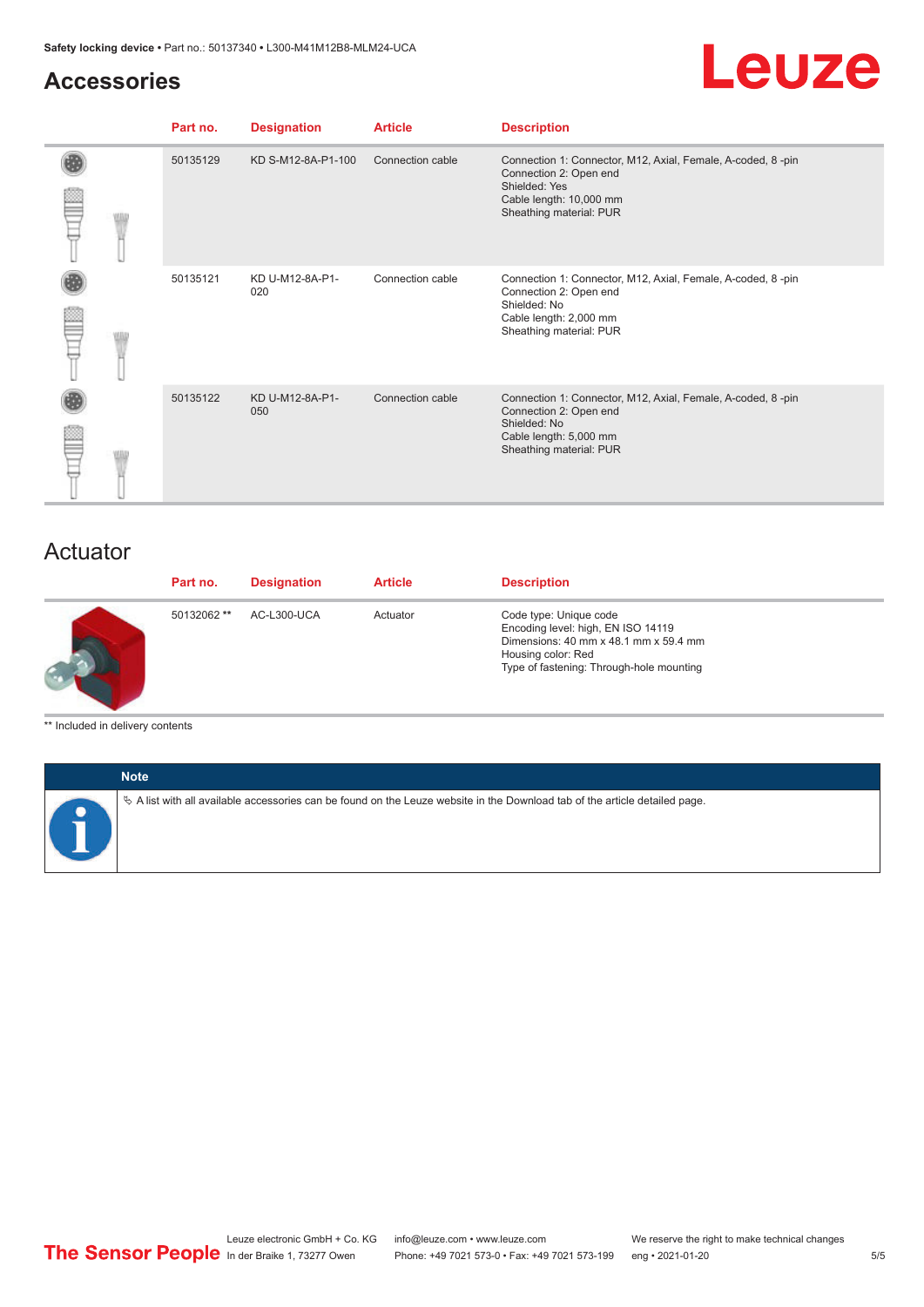## Accessories

| | Part no. | Designation | Article | Description |
|---|---|---|---|---|
| | 50135129 | KD S-M12-8A-P1-100 | Connection cable | Connection 1: Connector, M12, Axial, Female, A-coded, 8 -pin<br>Connection 2: Open end<br>Shielded: Yes<br>Cable length: 10,000 mm<br>Sheathing material: PUR |
| | 50135121 | KD U-M12-8A-P1-020 | Connection cable | Connection 1: Connector, M12, Axial, Female, A-coded, 8 -pin<br>Connection 2: Open end<br>Shielded: No<br>Cable length: 2,000 mm<br>Sheathing material: PUR |
| | 50135122 | KD U-M12-8A-P1-050 | Connection cable | Connection 1: Connector, M12, Axial, Female, A-coded, 8 -pin<br>Connection 2: Open end<br>Shielded: No<br>Cable length: 5,000 mm<br>Sheathing material: PUR |

## Actuator

| | Part no. | Designation | Article | Description |
|---|---|---|---|---|
| | 50132062 ** | AC-L300-UCA | Actuator | Code type: Unique code<br>Encoding level: high, EN ISO 14119<br>Dimensions: 40 mm x 48.1 mm x 59.4 mm<br>Housing color: Red<br>Type of fastening: Through-hole mounting |

** Included in delivery contents

**Note**

↳ A list with all available accessories can be found on the Leuze website in the Download tab of the article detailed page.